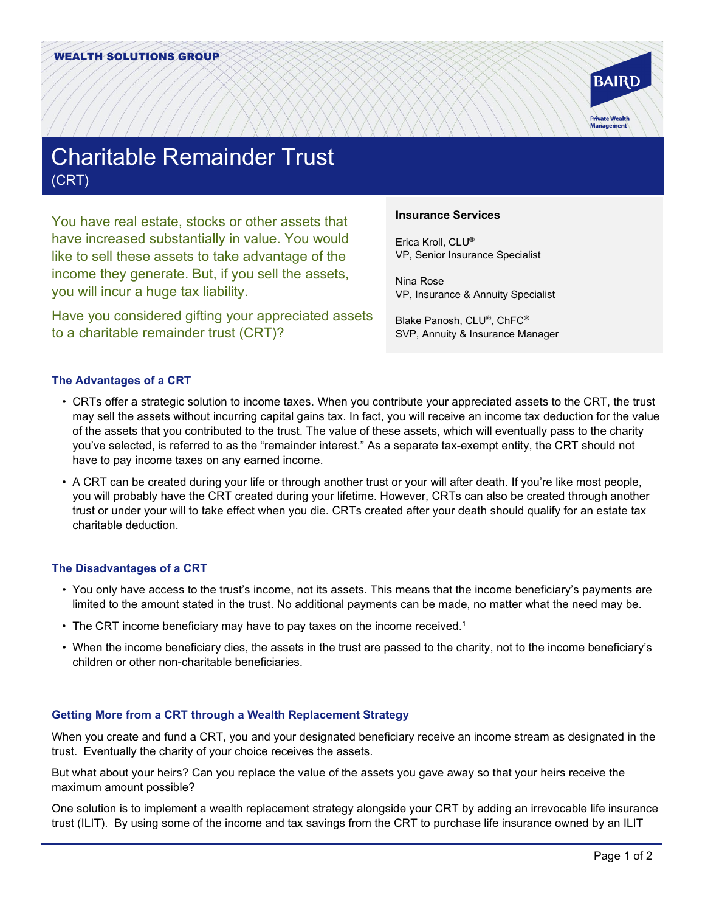WEALTH SOLUTIONS GROUP

BAIRD

Private Wealth Management

# Charitable Remainder Trust

(CRT)

You have real estate, stocks or other assets that have increased substantially in value. You would like to sell these assets to take advantage of the income they generate. But, if you sell the assets, you will incur a huge tax liability.

Have you considered gifting your appreciated assets to a charitable remainder trust (CRT)?

**Insurance Services**

Erica Kroll, CLU®
VP, Senior Insurance Specialist

Nina Rose
VP, Insurance & Annuity Specialist

Blake Panosh, CLU®, ChFC®
SVP, Annuity & Insurance Manager

### The Advantages of a CRT

- CRTs offer a strategic solution to income taxes. When you contribute your appreciated assets to the CRT, the trust may sell the assets without incurring capital gains tax. In fact, you will receive an income tax deduction for the value of the assets that you contributed to the trust. The value of these assets, which will eventually pass to the charity you've selected, is referred to as the "remainder interest." As a separate tax-exempt entity, the CRT should not have to pay income taxes on any earned income.
- A CRT can be created during your life or through another trust or your will after death. If you're like most people, you will probably have the CRT created during your lifetime. However, CRTs can also be created through another trust or under your will to take effect when you die. CRTs created after your death should qualify for an estate tax charitable deduction.

### The Disadvantages of a CRT

- You only have access to the trust's income, not its assets. This means that the income beneficiary's payments are limited to the amount stated in the trust. No additional payments can be made, no matter what the need may be.
- The CRT income beneficiary may have to pay taxes on the income received.[1]
- When the income beneficiary dies, the assets in the trust are passed to the charity, not to the income beneficiary's children or other non-charitable beneficiaries.

### Getting More from a CRT through a Wealth Replacement Strategy

When you create and fund a CRT, you and your designated beneficiary receive an income stream as designated in the trust. Eventually the charity of your choice receives the assets.

But what about your heirs? Can you replace the value of the assets you gave away so that your heirs receive the maximum amount possible?

One solution is to implement a wealth replacement strategy alongside your CRT by adding an irrevocable life insurance trust (ILIT). By using some of the income and tax savings from the CRT to purchase life insurance owned by an ILIT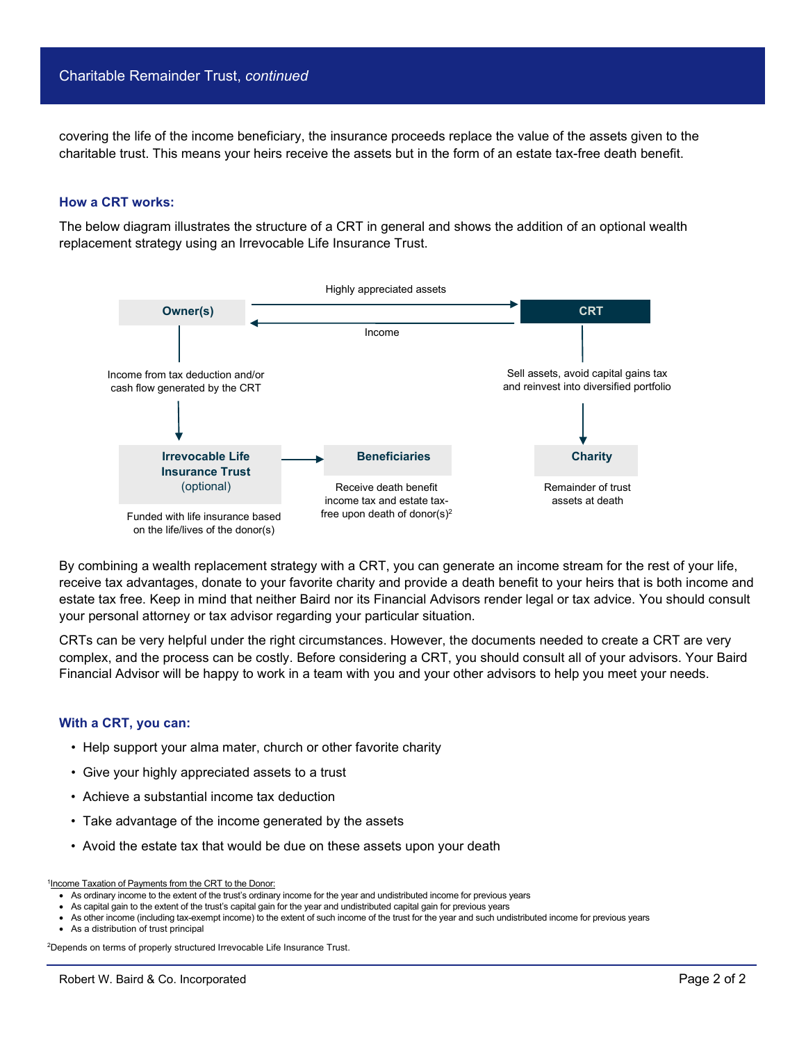covering the life of the income beneficiary, the insurance proceeds replace the value of the assets given to the charitable trust. This means your heirs receive the assets but in the form of an estate tax-free death benefit.

### How a CRT works:

The below diagram illustrates the structure of a CRT in general and shows the addition of an optional wealth replacement strategy using an Irrevocable Life Insurance Trust.

Highly appreciated assets

**Owner(s)**

**CRT**

Income

Income from tax deduction and/or cash flow generated by the CRT

Sell assets, avoid capital gains tax and reinvest into diversified portfolio

**Irrevocable Life Insurance Trust** (optional)

Funded with life insurance based on the life/lives of the donor(s)

**Beneficiaries**

Receive death benefit income tax and estate tax-free upon death of donor(s)[2]

**Charity**

Remainder of trust assets at death

By combining a wealth replacement strategy with a CRT, you can generate an income stream for the rest of your life, receive tax advantages, donate to your favorite charity and provide a death benefit to your heirs that is both income and estate tax free. Keep in mind that neither Baird nor its Financial Advisors render legal or tax advice. You should consult your personal attorney or tax advisor regarding your particular situation.

CRTs can be very helpful under the right circumstances. However, the documents needed to create a CRT are very complex, and the process can be costly. Before considering a CRT, you should consult all of your advisors. Your Baird Financial Advisor will be happy to work in a team with you and your other advisors to help you meet your needs.

### With a CRT, you can:

- Help support your alma mater, church or other favorite charity
- Give your highly appreciated assets to a trust
- Achieve a substantial income tax deduction
- Take advantage of the income generated by the assets
- Avoid the estate tax that would be due on these assets upon your death

[1] Income Taxation of Payments from the CRT to the Donor:

- As ordinary income to the extent of the trust's ordinary income for the year and undistributed income for previous years
- As capital gain to the extent of the trust's capital gain for the year and undistributed capital gain for previous years
- As other income (including tax-exempt income) to the extent of such income of the trust for the year and such undistributed income for previous years
- As a distribution of trust principal

[2] Depends on terms of properly structured Irrevocable Life Insurance Trust.